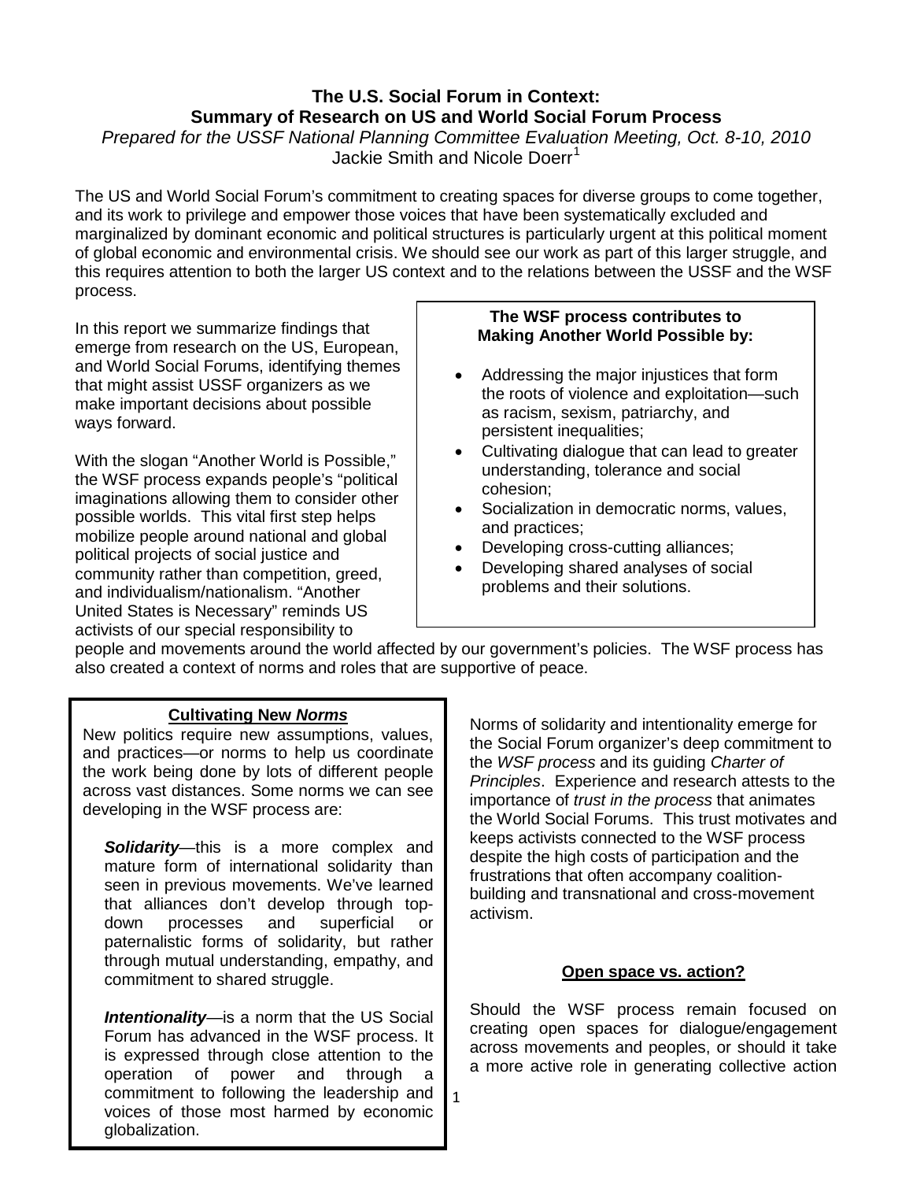# The U.S. Social Forum in Context: Summary of Research on US and World Social Forum Process

*Prepared for the USSF National Planning Committee Evaluation Meeting, Oct. 8-10, 2010*

Jackie Smith and Nicole Doerr[1]

The US and World Social Forum's commitment to creating spaces for diverse groups to come together, and its work to privilege and empower those voices that have been systematically excluded and marginalized by dominant economic and political structures is particularly urgent at this political moment of global economic and environmental crisis. We should see our work as part of this larger struggle, and this requires attention to both the larger US context and to the relations between the USSF and the WSF process.

In this report we summarize findings that emerge from research on the US, European, and World Social Forums, identifying themes that might assist USSF organizers as we make important decisions about possible ways forward.

With the slogan "Another World is Possible," the WSF process expands people's "political imaginations allowing them to consider other possible worlds. This vital first step helps mobilize people around national and global political projects of social justice and community rather than competition, greed, and individualism/nationalism. "Another United States is Necessary" reminds US activists of our special responsibility to people and movements around the world affected by our government's policies. The WSF process has also created a context of norms and roles that are supportive of peace.

**The WSF process contributes to Making Another World Possible by:**

- Addressing the major injustices that form the roots of violence and exploitation—such as racism, sexism, patriarchy, and persistent inequalities;
- Cultivating dialogue that can lead to greater understanding, tolerance and social cohesion;
- Socialization in democratic norms, values, and practices;
- Developing cross-cutting alliances;
- Developing shared analyses of social problems and their solutions.

## Cultivating New *Norms*

New politics require new assumptions, values, and practices—or norms to help us coordinate the work being done by lots of different people across vast distances. Some norms we can see developing in the WSF process are:

***Solidarity***—this is a more complex and mature form of international solidarity than seen in previous movements. We've learned that alliances don't develop through top-down processes and superficial or paternalistic forms of solidarity, but rather through mutual understanding, empathy, and commitment to shared struggle.

***Intentionality***—is a norm that the US Social Forum has advanced in the WSF process. It is expressed through close attention to the operation of power and through a commitment to following the leadership and voices of those most harmed by economic globalization.

Norms of solidarity and intentionality emerge for the Social Forum organizer's deep commitment to the *WSF process* and its guiding *Charter of Principles*. Experience and research attests to the importance of *trust in the process* that animates the World Social Forums. This trust motivates and keeps activists connected to the WSF process despite the high costs of participation and the frustrations that often accompany coalition-building and transnational and cross-movement activism.

## Open space vs. action?

Should the WSF process remain focused on creating open spaces for dialogue/engagement across movements and peoples, or should it take a more active role in generating collective action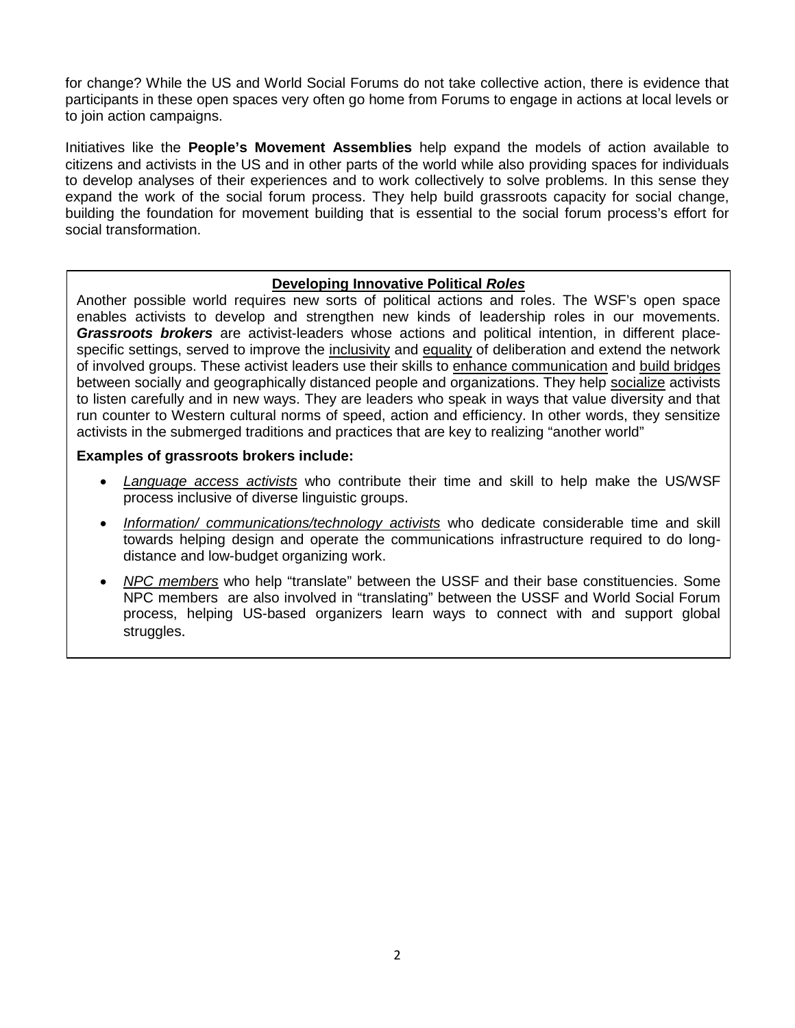for change? While the US and World Social Forums do not take collective action, there is evidence that participants in these open spaces very often go home from Forums to engage in actions at local levels or to join action campaigns.

Initiatives like the **People's Movement Assemblies** help expand the models of action available to citizens and activists in the US and in other parts of the world while also providing spaces for individuals to develop analyses of their experiences and to work collectively to solve problems. In this sense they expand the work of the social forum process. They help build grassroots capacity for social change, building the foundation for movement building that is essential to the social forum process's effort for social transformation.

### <u>Developing Innovative Political ***Roles***</u>

Another possible world requires new sorts of political actions and roles. The WSF's open space enables activists to develop and strengthen new kinds of leadership roles in our movements. ***Grassroots brokers*** are activist-leaders whose actions and political intention, in different place-specific settings, served to improve the <u>inclusivity</u> and <u>equality</u> of deliberation and extend the network of involved groups. These activist leaders use their skills to <u>enhance communication</u> and <u>build bridges</u> between socially and geographically distanced people and organizations. They help <u>socialize</u> activists to listen carefully and in new ways. They are leaders who speak in ways that value diversity and that run counter to Western cultural norms of speed, action and efficiency. In other words, they sensitize activists in the submerged traditions and practices that are key to realizing "another world"

**Examples of grassroots brokers include:**

- <u>*Language access activists*</u> who contribute their time and skill to help make the US/WSF process inclusive of diverse linguistic groups.
- <u>*Information/ communications/technology activists*</u> who dedicate considerable time and skill towards helping design and operate the communications infrastructure required to do long-distance and low-budget organizing work.
- <u>*NPC members*</u> who help "translate" between the USSF and their base constituencies. Some NPC members are also involved in "translating" between the USSF and World Social Forum process, helping US-based organizers learn ways to connect with and support global struggles.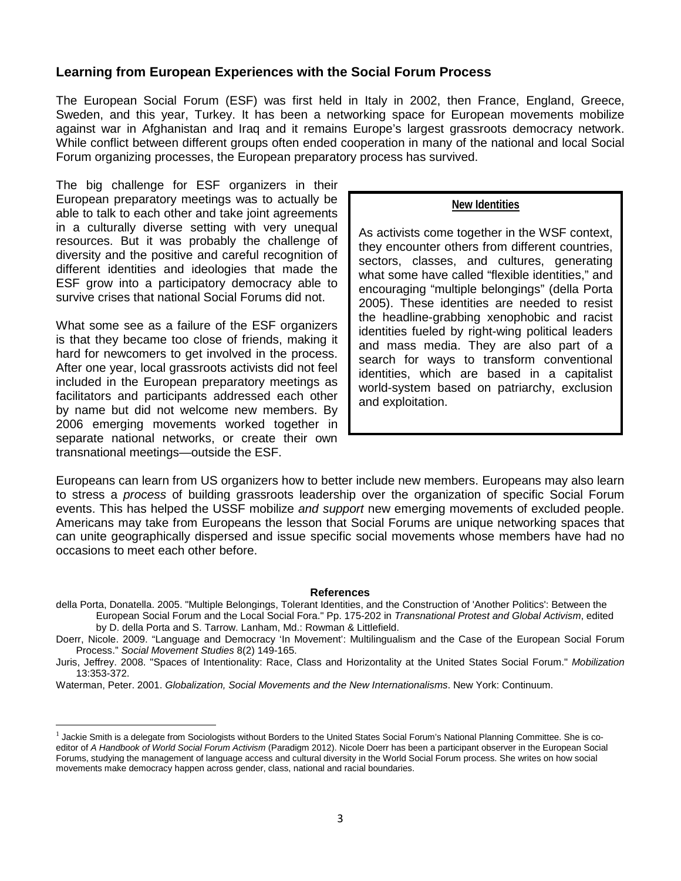## Learning from European Experiences with the Social Forum Process

The European Social Forum (ESF) was first held in Italy in 2002, then France, England, Greece, Sweden, and this year, Turkey. It has been a networking space for European movements mobilize against war in Afghanistan and Iraq and it remains Europe's largest grassroots democracy network. While conflict between different groups often ended cooperation in many of the national and local Social Forum organizing processes, the European preparatory process has survived.

The big challenge for ESF organizers in their European preparatory meetings was to actually be able to talk to each other and take joint agreements in a culturally diverse setting with very unequal resources. But it was probably the challenge of diversity and the positive and careful recognition of different identities and ideologies that made the ESF grow into a participatory democracy able to survive crises that national Social Forums did not.

What some see as a failure of the ESF organizers is that they became too close of friends, making it hard for newcomers to get involved in the process. After one year, local grassroots activists did not feel included in the European preparatory meetings as facilitators and participants addressed each other by name but did not welcome new members. By 2006 emerging movements worked together in separate national networks, or create their own transnational meetings—outside the ESF.

> **New Identities**
>
> As activists come together in the WSF context, they encounter others from different countries, sectors, classes, and cultures, generating what some have called "flexible identities," and encouraging "multiple belongings" (della Porta 2005). These identities are needed to resist the headline-grabbing xenophobic and racist identities fueled by right-wing political leaders and mass media. They are also part of a search for ways to transform conventional identities, which are based in a capitalist world-system based on patriarchy, exclusion and exploitation.

Europeans can learn from US organizers how to better include new members. Europeans may also learn to stress a *process* of building grassroots leadership over the organization of specific Social Forum events. This has helped the USSF mobilize *and support* new emerging movements of excluded people. Americans may take from Europeans the lesson that Social Forums are unique networking spaces that can unite geographically dispersed and issue specific social movements whose members have had no occasions to meet each other before.

**References**

della Porta, Donatella. 2005. "Multiple Belongings, Tolerant Identities, and the Construction of 'Another Politics': Between the European Social Forum and the Local Social Fora." Pp. 175-202 in *Transnational Protest and Global Activism*, edited by D. della Porta and S. Tarrow. Lanham, Md.: Rowman & Littlefield.

Doerr, Nicole. 2009. "Language and Democracy 'In Movement': Multilingualism and the Case of the European Social Forum Process." *Social Movement Studies* 8(2) 149-165.

Juris, Jeffrey. 2008. "Spaces of Intentionality: Race, Class and Horizontality at the United States Social Forum." *Mobilization* 13:353-372.

Waterman, Peter. 2001. *Globalization, Social Movements and the New Internationalisms*. New York: Continuum.

[1] Jackie Smith is a delegate from Sociologists without Borders to the United States Social Forum's National Planning Committee. She is co-editor of *A Handbook of World Social Forum Activism* (Paradigm 2012). Nicole Doerr has been a participant observer in the European Social Forums, studying the management of language access and cultural diversity in the World Social Forum process. She writes on how social movements make democracy happen across gender, class, national and racial boundaries.